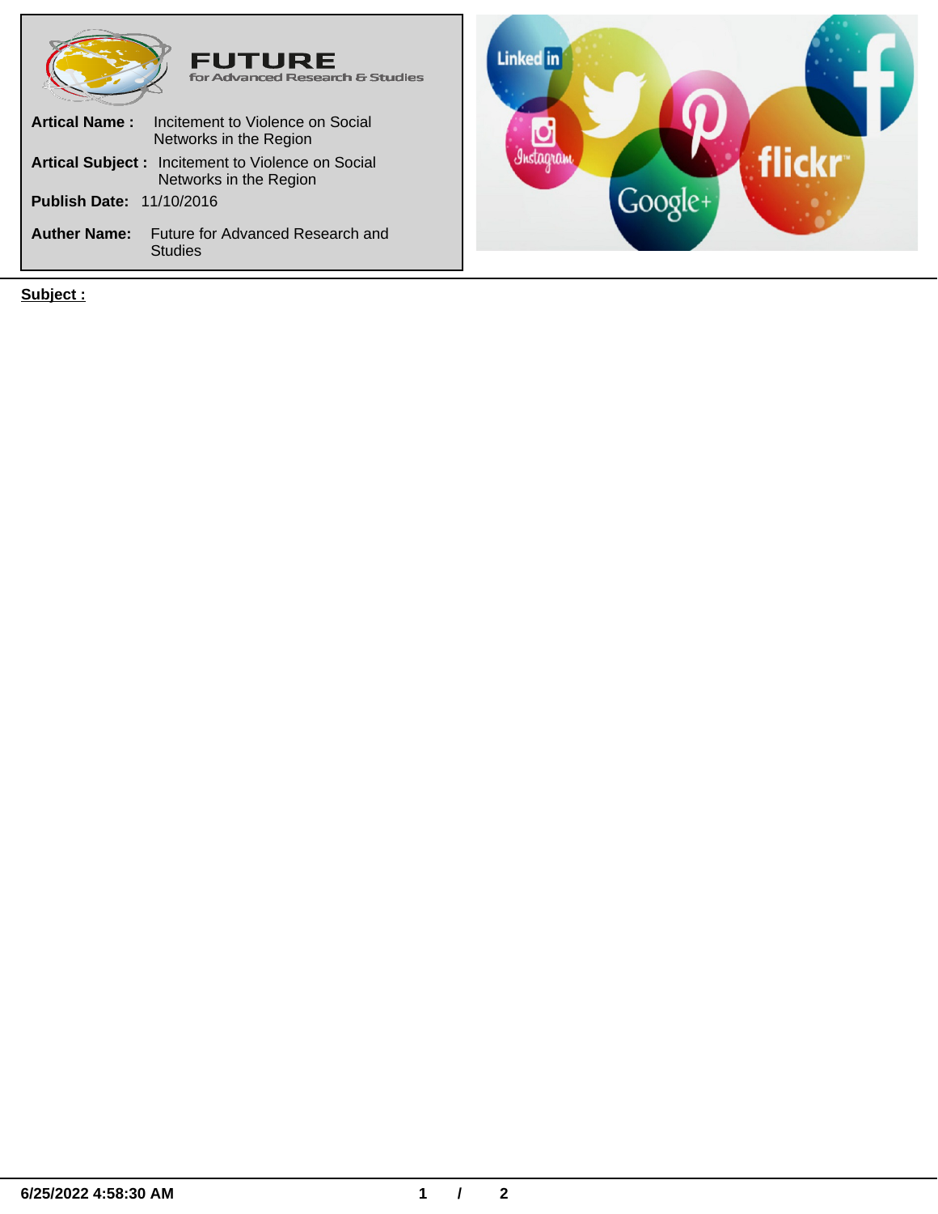**FUTURE**
for Advanced Research & Studies

**Artical Name :** Incitement to Violence on Social Networks in the Region

**Artical Subject :** Incitement to Violence on Social Networks in the Region

**Publish Date:** 11/10/2016

**Auther Name:** Future for Advanced Research and Studies

**Subject :**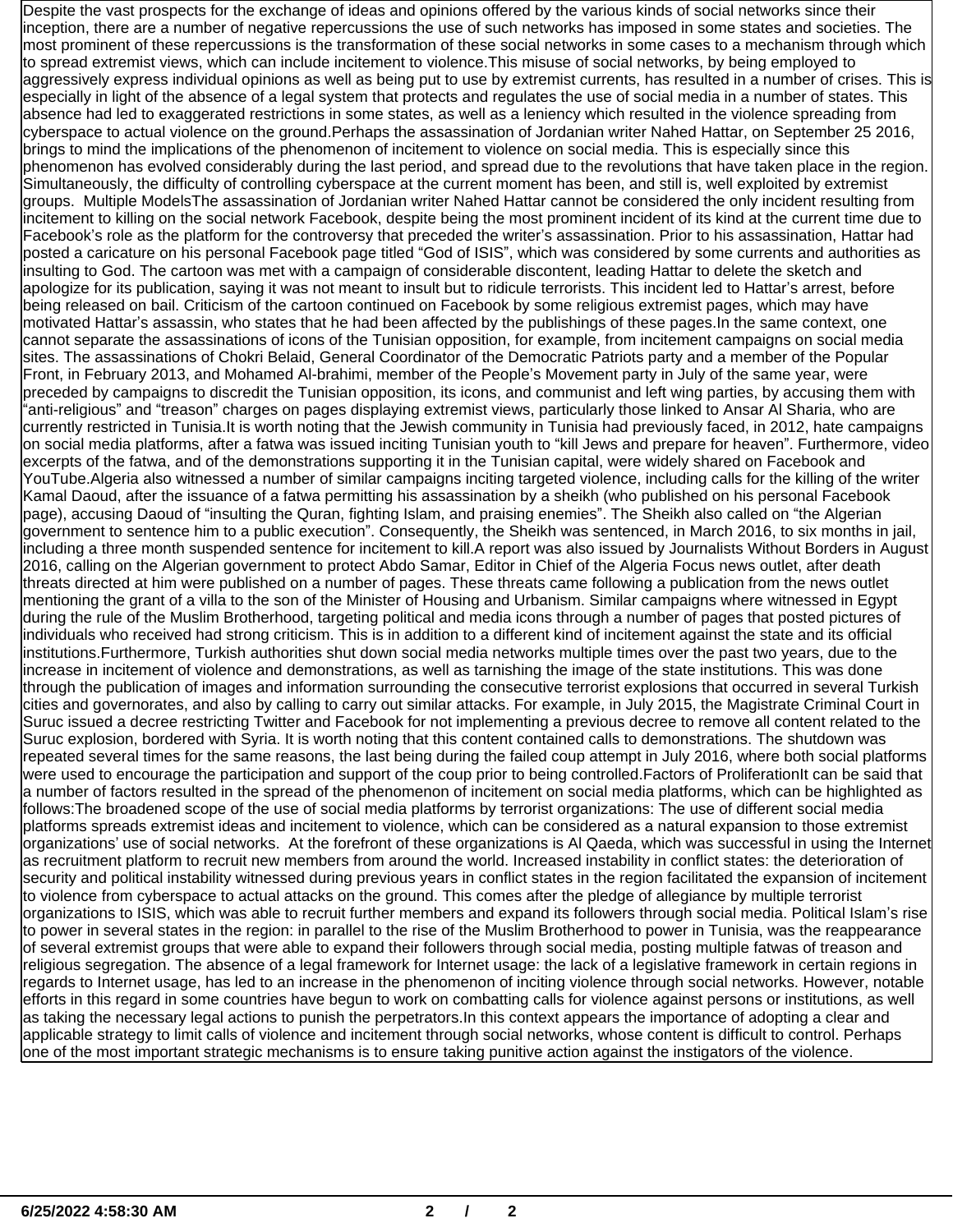Despite the vast prospects for the exchange of ideas and opinions offered by the various kinds of social networks since their inception, there are a number of negative repercussions the use of such networks has imposed in some states and societies. The most prominent of these repercussions is the transformation of these social networks in some cases to a mechanism through which to spread extremist views, which can include incitement to violence.

This misuse of social networks, by being employed to aggressively express individual opinions as well as being put to use by extremist currents, has resulted in a number of crises. This is especially in light of the absence of a legal system that protects and regulates the use of social media in a number of states. This absence had led to exaggerated restrictions in some states, as well as a leniency which resulted in the violence spreading from cyberspace to actual violence on the ground.

Perhaps the assassination of Jordanian writer Nahed Hattar, on September 25 2016, brings to mind the implications of the phenomenon of incitement to violence on social media. This is especially since this phenomenon has evolved considerably during the last period, and spread due to the revolutions that have taken place in the region. Simultaneously, the difficulty of controlling cyberspace at the current moment has been, and still is, well exploited by extremist groups.

## Multiple Models

The assassination of Jordanian writer Nahed Hattar cannot be considered the only incident resulting from incitement to killing on the social network Facebook, despite being the most prominent incident of its kind at the current time due to Facebook's role as the platform for the controversy that preceded the writer's assassination. Prior to his assassination, Hattar had posted a caricature on his personal Facebook page titled "God of ISIS", which was considered by some currents and authorities as insulting to God. The cartoon was met with a campaign of considerable discontent, leading Hattar to delete the sketch and apologize for its publication, saying it was not meant to insult but to ridicule terrorists. This incident led to Hattar's arrest, before being released on bail. Criticism of the cartoon continued on Facebook by some religious extremist pages, which may have motivated Hattar's assassin, who states that he had been affected by the publishings of these pages.

In the same context, one cannot separate the assassinations of icons of the Tunisian opposition, for example, from incitement campaigns on social media sites. The assassinations of Chokri Belaid, General Coordinator of the Democratic Patriots party and a member of the Popular Front, in February 2013, and Mohamed Al-brahimi, member of the People's Movement party in July of the same year, were preceded by campaigns to discredit the Tunisian opposition, its icons, and communist and left wing parties, by accusing them with "anti-religious" and "treason" charges on pages displaying extremist views, particularly those linked to Ansar Al Sharia, who are currently restricted in Tunisia.

It is worth noting that the Jewish community in Tunisia had previously faced, in 2012, hate campaigns on social media platforms, after a fatwa was issued inciting Tunisian youth to "kill Jews and prepare for heaven". Furthermore, video excerpts of the fatwa, and of the demonstrations supporting it in the Tunisian capital, were widely shared on Facebook and YouTube.

Algeria also witnessed a number of similar campaigns inciting targeted violence, including calls for the killing of the writer Kamal Daoud, after the issuance of a fatwa permitting his assassination by a sheikh (who published on his personal Facebook page), accusing Daoud of "insulting the Quran, fighting Islam, and praising enemies". The Sheikh also called on "the Algerian government to sentence him to a public execution". Consequently, the Sheikh was sentenced, in March 2016, to six months in jail, including a three month suspended sentence for incitement to kill.

A report was also issued by Journalists Without Borders in August 2016, calling on the Algerian government to protect Abdo Samar, Editor in Chief of the Algeria Focus news outlet, after death threats directed at him were published on a number of pages. These threats came following a publication from the news outlet mentioning the grant of a villa to the son of the Minister of Housing and Urbanism. Similar campaigns where witnessed in Egypt during the rule of the Muslim Brotherhood, targeting political and media icons through a number of pages that posted pictures of individuals who received had strong criticism. This is in addition to a different kind of incitement against the state and its official institutions.

Furthermore, Turkish authorities shut down social media networks multiple times over the past two years, due to the increase in incitement of violence and demonstrations, as well as tarnishing the image of the state institutions. This was done through the publication of images and information surrounding the consecutive terrorist explosions that occurred in several Turkish cities and governorates, and also by calling to carry out similar attacks. For example, in July 2015, the Magistrate Criminal Court in Suruc issued a decree restricting Twitter and Facebook for not implementing a previous decree to remove all content related to the Suruc explosion, bordered with Syria. It is worth noting that this content contained calls to demonstrations. The shutdown was repeated several times for the same reasons, the last being during the failed coup attempt in July 2016, where both social platforms were used to encourage the participation and support of the coup prior to being controlled.

## Factors of Proliferation

It can be said that a number of factors resulted in the spread of the phenomenon of incitement on social media platforms, which can be highlighted as follows:

The broadened scope of the use of social media platforms by terrorist organizations: The use of different social media platforms spreads extremist ideas and incitement to violence, which can be considered as a natural expansion to those extremist organizations' use of social networks. At the forefront of these organizations is Al Qaeda, which was successful in using the Internet as recruitment platform to recruit new members from around the world.

Increased instability in conflict states: the deterioration of security and political instability witnessed during previous years in conflict states in the region facilitated the expansion of incitement to violence from cyberspace to actual attacks on the ground. This comes after the pledge of allegiance by multiple terrorist organizations to ISIS, which was able to recruit further members and expand its followers through social media.

Political Islam's rise to power in several states in the region: in parallel to the rise of the Muslim Brotherhood to power in Tunisia, was the reappearance of several extremist groups that were able to expand their followers through social media, posting multiple fatwas of treason and religious segregation.

The absence of a legal framework for Internet usage: the lack of a legislative framework in certain regions in regards to Internet usage, has led to an increase in the phenomenon of inciting violence through social networks. However, notable efforts in this regard in some countries have begun to work on combatting calls for violence against persons or institutions, as well as taking the necessary legal actions to punish the perpetrators.

In this context appears the importance of adopting a clear and applicable strategy to limit calls of violence and incitement through social networks, whose content is difficult to control. Perhaps one of the most important strategic mechanisms is to ensure taking punitive action against the instigators of the violence.